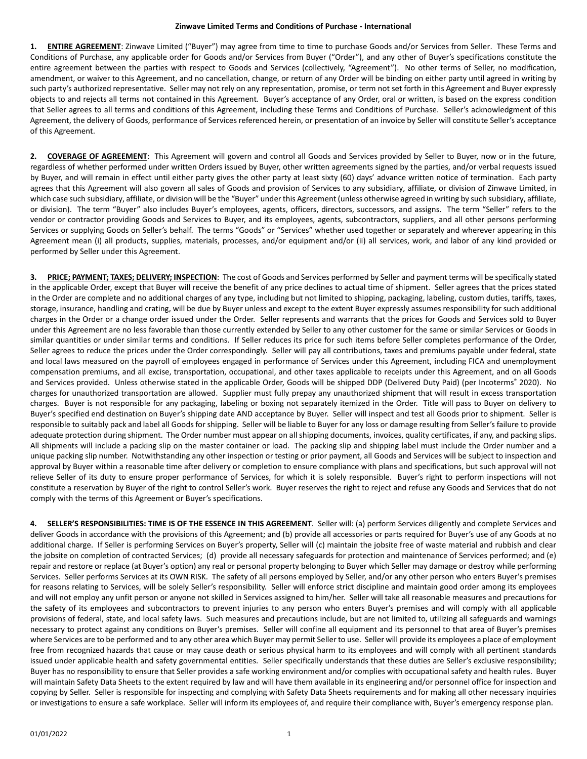# Zinwave Limited Terms and Conditions of Purchase - International

**1. ENTIRE AGREEMENT**: Zinwave Limited ("Buyer") may agree from time to time to purchase Goods and/or Services from Seller. These Terms and Conditions of Purchase, any applicable order for Goods and/or Services from Buyer ("Order"), and any other of Buyer's specifications constitute the entire agreement between the parties with respect to Goods and Services (collectively, "Agreement"). No other terms of Seller, no modification, amendment, or waiver to this Agreement, and no cancellation, change, or return of any Order will be binding on either party until agreed in writing by such party's authorized representative. Seller may not rely on any representation, promise, or term not set forth in this Agreement and Buyer expressly objects to and rejects all terms not contained in this Agreement. Buyer's acceptance of any Order, oral or written, is based on the express condition that Seller agrees to all terms and conditions of this Agreement, including these Terms and Conditions of Purchase. Seller's acknowledgment of this Agreement, the delivery of Goods, performance of Services referenced herein, or presentation of an invoice by Seller will constitute Seller's acceptance of this Agreement.

**2. COVERAGE OF AGREEMENT**: This Agreement will govern and control all Goods and Services provided by Seller to Buyer, now or in the future, regardless of whether performed under written Orders issued by Buyer, other written agreements signed by the parties, and/or verbal requests issued by Buyer, and will remain in effect until either party gives the other party at least sixty (60) days' advance written notice of termination. Each party agrees that this Agreement will also govern all sales of Goods and provision of Services to any subsidiary, affiliate, or division of Zinwave Limited, in which case such subsidiary, affiliate, or division will be the "Buyer" under this Agreement (unless otherwise agreed in writing by such subsidiary, affiliate, or division). The term "Buyer" also includes Buyer's employees, agents, officers, directors, successors, and assigns. The term "Seller" refers to the vendor or contractor providing Goods and Services to Buyer, and its employees, agents, subcontractors, suppliers, and all other persons performing Services or supplying Goods on Seller's behalf. The terms "Goods" or "Services" whether used together or separately and wherever appearing in this Agreement mean (i) all products, supplies, materials, processes, and/or equipment and/or (ii) all services, work, and labor of any kind provided or performed by Seller under this Agreement.

**3. PRICE; PAYMENT; TAXES; DELIVERY; INSPECTION**: The cost of Goods and Services performed by Seller and payment terms will be specifically stated in the applicable Order, except that Buyer will receive the benefit of any price declines to actual time of shipment. Seller agrees that the prices stated in the Order are complete and no additional charges of any type, including but not limited to shipping, packaging, labeling, custom duties, tariffs, taxes, storage, insurance, handling and crating, will be due by Buyer unless and except to the extent Buyer expressly assumes responsibility for such additional charges in the Order or a change order issued under the Order. Seller represents and warrants that the prices for Goods and Services sold to Buyer under this Agreement are no less favorable than those currently extended by Seller to any other customer for the same or similar Services or Goods in similar quantities or under similar terms and conditions. If Seller reduces its price for such items before Seller completes performance of the Order, Seller agrees to reduce the prices under the Order correspondingly. Seller will pay all contributions, taxes and premiums payable under federal, state and local laws measured on the payroll of employees engaged in performance of Services under this Agreement, including FICA and unemployment compensation premiums, and all excise, transportation, occupational, and other taxes applicable to receipts under this Agreement, and on all Goods and Services provided. Unless otherwise stated in the applicable Order, Goods will be shipped DDP (Delivered Duty Paid) (per Incoterms® 2020). No charges for unauthorized transportation are allowed. Supplier must fully prepay any unauthorized shipment that will result in excess transportation charges. Buyer is not responsible for any packaging, labeling or boxing not separately itemized in the Order. Title will pass to Buyer on delivery to Buyer's specified end destination on Buyer's shipping date AND acceptance by Buyer. Seller will inspect and test all Goods prior to shipment. Seller is responsible to suitably pack and label all Goods for shipping. Seller will be liable to Buyer for any loss or damage resulting from Seller's failure to provide adequate protection during shipment. The Order number must appear on all shipping documents, invoices, quality certificates, if any, and packing slips. All shipments will include a packing slip on the master container or load. The packing slip and shipping label must include the Order number and a unique packing slip number. Notwithstanding any other inspection or testing or prior payment, all Goods and Services will be subject to inspection and approval by Buyer within a reasonable time after delivery or completion to ensure compliance with plans and specifications, but such approval will not relieve Seller of its duty to ensure proper performance of Services, for which it is solely responsible. Buyer's right to perform inspections will not constitute a reservation by Buyer of the right to control Seller's work. Buyer reserves the right to reject and refuse any Goods and Services that do not comply with the terms of this Agreement or Buyer's specifications.

**4. SELLER'S RESPONSIBILITIES: TIME IS OF THE ESSENCE IN THIS AGREEMENT**. Seller will: (a) perform Services diligently and complete Services and deliver Goods in accordance with the provisions of this Agreement; and (b) provide all accessories or parts required for Buyer's use of any Goods at no additional charge. If Seller is performing Services on Buyer's property, Seller will (c) maintain the jobsite free of waste material and rubbish and clear the jobsite on completion of contracted Services; (d) provide all necessary safeguards for protection and maintenance of Services performed; and (e) repair and restore or replace (at Buyer's option) any real or personal property belonging to Buyer which Seller may damage or destroy while performing Services. Seller performs Services at its OWN RISK. The safety of all persons employed by Seller, and/or any other person who enters Buyer's premises for reasons relating to Services, will be solely Seller's responsibility. Seller will enforce strict discipline and maintain good order among its employees and will not employ any unfit person or anyone not skilled in Services assigned to him/her. Seller will take all reasonable measures and precautions for the safety of its employees and subcontractors to prevent injuries to any person who enters Buyer's premises and will comply with all applicable provisions of federal, state, and local safety laws. Such measures and precautions include, but are not limited to, utilizing all safeguards and warnings necessary to protect against any conditions on Buyer's premises. Seller will confine all equipment and its personnel to that area of Buyer's premises where Services are to be performed and to any other area which Buyer may permit Seller to use. Seller will provide its employees a place of employment free from recognized hazards that cause or may cause death or serious physical harm to its employees and will comply with all pertinent standards issued under applicable health and safety governmental entities. Seller specifically understands that these duties are Seller's exclusive responsibility; Buyer has no responsibility to ensure that Seller provides a safe working environment and/or complies with occupational safety and health rules. Buyer will maintain Safety Data Sheets to the extent required by law and will have them available in its engineering and/or personnel office for inspection and copying by Seller. Seller is responsible for inspecting and complying with Safety Data Sheets requirements and for making all other necessary inquiries or investigations to ensure a safe workplace. Seller will inform its employees of, and require their compliance with, Buyer's emergency response plan.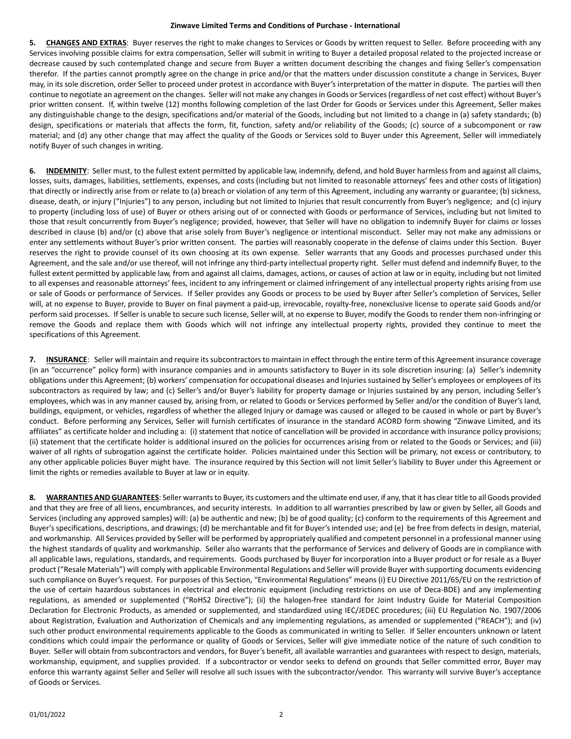**5. CHANGES AND EXTRAS**: Buyer reserves the right to make changes to Services or Goods by written request to Seller. Before proceeding with any Services involving possible claims for extra compensation, Seller will submit in writing to Buyer a detailed proposal related to the projected increase or decrease caused by such contemplated change and secure from Buyer a written document describing the changes and fixing Seller's compensation therefor. If the parties cannot promptly agree on the change in price and/or that the matters under discussion constitute a change in Services, Buyer may, in its sole discretion, order Seller to proceed under protest in accordance with Buyer's interpretation of the matter in dispute. The parties will then continue to negotiate an agreement on the changes. Seller will not make any changes in Goods or Services (regardless of net cost effect) without Buyer's prior written consent. If, within twelve (12) months following completion of the last Order for Goods or Services under this Agreement, Seller makes any distinguishable change to the design, specifications and/or material of the Goods, including but not limited to a change in (a) safety standards; (b) design, specifications or materials that affects the form, fit, function, safety and/or reliability of the Goods; (c) source of a subcomponent or raw material; and (d) any other change that may affect the quality of the Goods or Services sold to Buyer under this Agreement, Seller will immediately notify Buyer of such changes in writing.

**6. INDEMNITY**: Seller must, to the fullest extent permitted by applicable law, indemnify, defend, and hold Buyer harmless from and against all claims, losses, suits, damages, liabilities, settlements, expenses, and costs (including but not limited to reasonable attorneys' fees and other costs of litigation) that directly or indirectly arise from or relate to (a) breach or violation of any term of this Agreement, including any warranty or guarantee; (b) sickness, disease, death, or injury ("Injuries") to any person, including but not limited to Injuries that result concurrently from Buyer's negligence; and (c) injury to property (including loss of use) of Buyer or others arising out of or connected with Goods or performance of Services, including but not limited to those that result concurrently from Buyer's negligence; provided, however, that Seller will have no obligation to indemnify Buyer for claims or losses described in clause (b) and/or (c) above that arise solely from Buyer's negligence or intentional misconduct. Seller may not make any admissions or enter any settlements without Buyer's prior written consent. The parties will reasonably cooperate in the defense of claims under this Section. Buyer reserves the right to provide counsel of its own choosing at its own expense. Seller warrants that any Goods and processes purchased under this Agreement, and the sale and/or use thereof, will not infringe any third-party intellectual property right. Seller must defend and indemnify Buyer, to the fullest extent permitted by applicable law, from and against all claims, damages, actions, or causes of action at law or in equity, including but not limited to all expenses and reasonable attorneys' fees, incident to any infringement or claimed infringement of any intellectual property rights arising from use or sale of Goods or performance of Services. If Seller provides any Goods or process to be used by Buyer after Seller's completion of Services, Seller will, at no expense to Buyer, provide to Buyer on final payment a paid-up, irrevocable, royalty-free, nonexclusive license to operate said Goods and/or perform said processes. If Seller is unable to secure such license, Seller will, at no expense to Buyer, modify the Goods to render them non-infringing or remove the Goods and replace them with Goods which will not infringe any intellectual property rights, provided they continue to meet the specifications of this Agreement.

**7. INSURANCE**: Seller will maintain and require its subcontractors to maintain in effect through the entire term of this Agreement insurance coverage (in an "occurrence" policy form) with insurance companies and in amounts satisfactory to Buyer in its sole discretion insuring: (a) Seller's indemnity obligations under this Agreement; (b) workers' compensation for occupational diseases and Injuries sustained by Seller's employees or employees of its subcontractors as required by law; and (c) Seller's and/or Buyer's liability for property damage or Injuries sustained by any person, including Seller's employees, which was in any manner caused by, arising from, or related to Goods or Services performed by Seller and/or the condition of Buyer's land, buildings, equipment, or vehicles, regardless of whether the alleged Injury or damage was caused or alleged to be caused in whole or part by Buyer's conduct. Before performing any Services, Seller will furnish certificates of insurance in the standard ACORD form showing "Zinwave Limited, and its affiliates" as certificate holder and including a: (i) statement that notice of cancellation will be provided in accordance with insurance policy provisions; (ii) statement that the certificate holder is additional insured on the policies for occurrences arising from or related to the Goods or Services; and (iii) waiver of all rights of subrogation against the certificate holder. Policies maintained under this Section will be primary, not excess or contributory, to any other applicable policies Buyer might have. The insurance required by this Section will not limit Seller's liability to Buyer under this Agreement or limit the rights or remedies available to Buyer at law or in equity.

**8. WARRANTIES AND GUARANTEES**: Seller warrants to Buyer, its customers and the ultimate end user, if any, that it has clear title to all Goods provided and that they are free of all liens, encumbrances, and security interests. In addition to all warranties prescribed by law or given by Seller, all Goods and Services (including any approved samples) will: (a) be authentic and new; (b) be of good quality; (c) conform to the requirements of this Agreement and Buyer's specifications, descriptions, and drawings; (d) be merchantable and fit for Buyer's intended use; and (e) be free from defects in design, material, and workmanship. All Services provided by Seller will be performed by appropriately qualified and competent personnel in a professional manner using the highest standards of quality and workmanship. Seller also warrants that the performance of Services and delivery of Goods are in compliance with all applicable laws, regulations, standards, and requirements. Goods purchased by Buyer for incorporation into a Buyer product or for resale as a Buyer product ("Resale Materials") will comply with applicable Environmental Regulations and Seller will provide Buyer with supporting documents evidencing such compliance on Buyer's request. For purposes of this Section, "Environmental Regulations" means (i) EU Directive 2011/65/EU on the restriction of the use of certain hazardous substances in electrical and electronic equipment (including restrictions on use of Deca-BDE) and any implementing regulations, as amended or supplemented ("RoHS2 Directive"); (ii) the halogen-free standard for Joint Industry Guide for Material Composition Declaration for Electronic Products, as amended or supplemented, and standardized using IEC/JEDEC procedures; (iii) EU Regulation No. 1907/2006 about Registration, Evaluation and Authorization of Chemicals and any implementing regulations, as amended or supplemented ("REACH"); and (iv) such other product environmental requirements applicable to the Goods as communicated in writing to Seller. If Seller encounters unknown or latent conditions which could impair the performance or quality of Goods or Services, Seller will give immediate notice of the nature of such condition to Buyer. Seller will obtain from subcontractors and vendors, for Buyer's benefit, all available warranties and guarantees with respect to design, material, workmanship, equipment, and supplies provided. If a subcontractor or vendor seeks to defend on grounds that Seller committed error, Buyer may enforce this warranty against Seller and Seller will resolve all such issues with the subcontractor/vendor. This warranty will survive Buyer's acceptance of Goods or Services.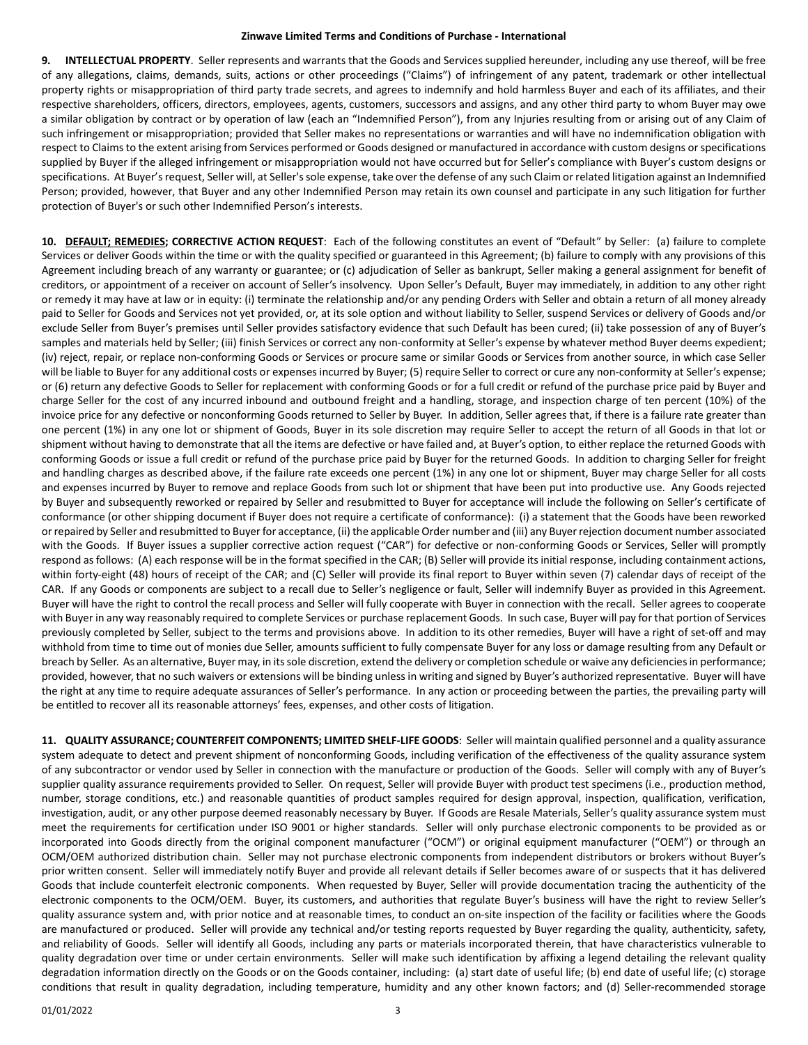**9. INTELLECTUAL PROPERTY**. Seller represents and warrants that the Goods and Services supplied hereunder, including any use thereof, will be free of any allegations, claims, demands, suits, actions or other proceedings ("Claims") of infringement of any patent, trademark or other intellectual property rights or misappropriation of third party trade secrets, and agrees to indemnify and hold harmless Buyer and each of its affiliates, and their respective shareholders, officers, directors, employees, agents, customers, successors and assigns, and any other third party to whom Buyer may owe a similar obligation by contract or by operation of law (each an "Indemnified Person"), from any Injuries resulting from or arising out of any Claim of such infringement or misappropriation; provided that Seller makes no representations or warranties and will have no indemnification obligation with respect to Claims to the extent arising from Services performed or Goods designed or manufactured in accordance with custom designs or specifications supplied by Buyer if the alleged infringement or misappropriation would not have occurred but for Seller's compliance with Buyer's custom designs or specifications. At Buyer's request, Seller will, at Seller's sole expense, take over the defense of any such Claim or related litigation against an Indemnified Person; provided, however, that Buyer and any other Indemnified Person may retain its own counsel and participate in any such litigation for further protection of Buyer's or such other Indemnified Person's interests.

**10. <u>DEFAULT; REMEDIES</u>; CORRECTIVE ACTION REQUEST**: Each of the following constitutes an event of "Default" by Seller: (a) failure to complete Services or deliver Goods within the time or with the quality specified or guaranteed in this Agreement; (b) failure to comply with any provisions of this Agreement including breach of any warranty or guarantee; or (c) adjudication of Seller as bankrupt, Seller making a general assignment for benefit of creditors, or appointment of a receiver on account of Seller's insolvency. Upon Seller's Default, Buyer may immediately, in addition to any other right or remedy it may have at law or in equity: (i) terminate the relationship and/or any pending Orders with Seller and obtain a return of all money already paid to Seller for Goods and Services not yet provided, or, at its sole option and without liability to Seller, suspend Services or delivery of Goods and/or exclude Seller from Buyer's premises until Seller provides satisfactory evidence that such Default has been cured; (ii) take possession of any of Buyer's samples and materials held by Seller; (iii) finish Services or correct any non-conformity at Seller's expense by whatever method Buyer deems expedient; (iv) reject, repair, or replace non-conforming Goods or Services or procure same or similar Goods or Services from another source, in which case Seller will be liable to Buyer for any additional costs or expenses incurred by Buyer; (5) require Seller to correct or cure any non-conformity at Seller's expense; or (6) return any defective Goods to Seller for replacement with conforming Goods or for a full credit or refund of the purchase price paid by Buyer and charge Seller for the cost of any incurred inbound and outbound freight and a handling, storage, and inspection charge of ten percent (10%) of the invoice price for any defective or nonconforming Goods returned to Seller by Buyer. In addition, Seller agrees that, if there is a failure rate greater than one percent (1%) in any one lot or shipment of Goods, Buyer in its sole discretion may require Seller to accept the return of all Goods in that lot or shipment without having to demonstrate that all the items are defective or have failed and, at Buyer's option, to either replace the returned Goods with conforming Goods or issue a full credit or refund of the purchase price paid by Buyer for the returned Goods. In addition to charging Seller for freight and handling charges as described above, if the failure rate exceeds one percent (1%) in any one lot or shipment, Buyer may charge Seller for all costs and expenses incurred by Buyer to remove and replace Goods from such lot or shipment that have been put into productive use. Any Goods rejected by Buyer and subsequently reworked or repaired by Seller and resubmitted to Buyer for acceptance will include the following on Seller's certificate of conformance (or other shipping document if Buyer does not require a certificate of conformance): (i) a statement that the Goods have been reworked or repaired by Seller and resubmitted to Buyer for acceptance, (ii) the applicable Order number and (iii) any Buyer rejection document number associated with the Goods. If Buyer issues a supplier corrective action request ("CAR") for defective or non-conforming Goods or Services, Seller will promptly respond as follows: (A) each response will be in the format specified in the CAR; (B) Seller will provide its initial response, including containment actions, within forty-eight (48) hours of receipt of the CAR; and (C) Seller will provide its final report to Buyer within seven (7) calendar days of receipt of the CAR. If any Goods or components are subject to a recall due to Seller's negligence or fault, Seller will indemnify Buyer as provided in this Agreement. Buyer will have the right to control the recall process and Seller will fully cooperate with Buyer in connection with the recall. Seller agrees to cooperate with Buyer in any way reasonably required to complete Services or purchase replacement Goods. In such case, Buyer will pay for that portion of Services previously completed by Seller, subject to the terms and provisions above. In addition to its other remedies, Buyer will have a right of set-off and may withhold from time to time out of monies due Seller, amounts sufficient to fully compensate Buyer for any loss or damage resulting from any Default or breach by Seller. As an alternative, Buyer may, in its sole discretion, extend the delivery or completion schedule or waive any deficiencies in performance; provided, however, that no such waivers or extensions will be binding unless in writing and signed by Buyer's authorized representative. Buyer will have the right at any time to require adequate assurances of Seller's performance. In any action or proceeding between the parties, the prevailing party will be entitled to recover all its reasonable attorneys' fees, expenses, and other costs of litigation.

**11. QUALITY ASSURANCE; COUNTERFEIT COMPONENTS; LIMITED SHELF-LIFE GOODS**: Seller will maintain qualified personnel and a quality assurance system adequate to detect and prevent shipment of nonconforming Goods, including verification of the effectiveness of the quality assurance system of any subcontractor or vendor used by Seller in connection with the manufacture or production of the Goods. Seller will comply with any of Buyer's supplier quality assurance requirements provided to Seller. On request, Seller will provide Buyer with product test specimens (i.e., production method, number, storage conditions, etc.) and reasonable quantities of product samples required for design approval, inspection, qualification, verification, investigation, audit, or any other purpose deemed reasonably necessary by Buyer. If Goods are Resale Materials, Seller's quality assurance system must meet the requirements for certification under ISO 9001 or higher standards. Seller will only purchase electronic components to be provided as or incorporated into Goods directly from the original component manufacturer ("OCM") or original equipment manufacturer ("OEM") or through an OCM/OEM authorized distribution chain. Seller may not purchase electronic components from independent distributors or brokers without Buyer's prior written consent. Seller will immediately notify Buyer and provide all relevant details if Seller becomes aware of or suspects that it has delivered Goods that include counterfeit electronic components. When requested by Buyer, Seller will provide documentation tracing the authenticity of the electronic components to the OCM/OEM. Buyer, its customers, and authorities that regulate Buyer's business will have the right to review Seller's quality assurance system and, with prior notice and at reasonable times, to conduct an on-site inspection of the facility or facilities where the Goods are manufactured or produced. Seller will provide any technical and/or testing reports requested by Buyer regarding the quality, authenticity, safety, and reliability of Goods. Seller will identify all Goods, including any parts or materials incorporated therein, that have characteristics vulnerable to quality degradation over time or under certain environments. Seller will make such identification by affixing a legend detailing the relevant quality degradation information directly on the Goods or on the Goods container, including: (a) start date of useful life; (b) end date of useful life; (c) storage conditions that result in quality degradation, including temperature, humidity and any other known factors; and (d) Seller-recommended storage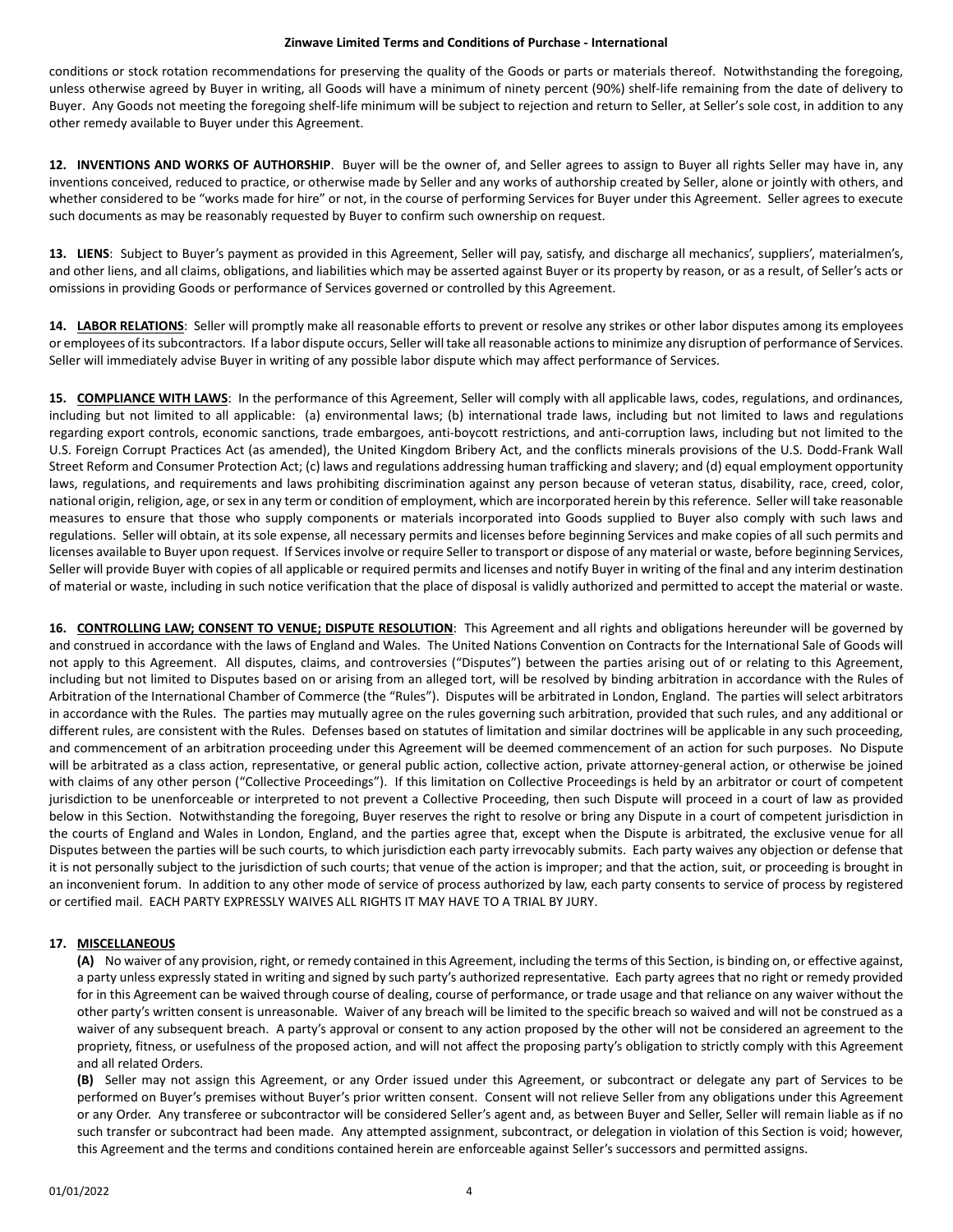conditions or stock rotation recommendations for preserving the quality of the Goods or parts or materials thereof. Notwithstanding the foregoing, unless otherwise agreed by Buyer in writing, all Goods will have a minimum of ninety percent (90%) shelf-life remaining from the date of delivery to Buyer. Any Goods not meeting the foregoing shelf-life minimum will be subject to rejection and return to Seller, at Seller's sole cost, in addition to any other remedy available to Buyer under this Agreement.

**12. INVENTIONS AND WORKS OF AUTHORSHIP**. Buyer will be the owner of, and Seller agrees to assign to Buyer all rights Seller may have in, any inventions conceived, reduced to practice, or otherwise made by Seller and any works of authorship created by Seller, alone or jointly with others, and whether considered to be "works made for hire" or not, in the course of performing Services for Buyer under this Agreement. Seller agrees to execute such documents as may be reasonably requested by Buyer to confirm such ownership on request.

**13. LIENS**: Subject to Buyer's payment as provided in this Agreement, Seller will pay, satisfy, and discharge all mechanics', suppliers', materialmen's, and other liens, and all claims, obligations, and liabilities which may be asserted against Buyer or its property by reason, or as a result, of Seller's acts or omissions in providing Goods or performance of Services governed or controlled by this Agreement.

**14. <u>LABOR RELATIONS</u>**: Seller will promptly make all reasonable efforts to prevent or resolve any strikes or other labor disputes among its employees or employees of its subcontractors. If a labor dispute occurs, Seller will take all reasonable actions to minimize any disruption of performance of Services. Seller will immediately advise Buyer in writing of any possible labor dispute which may affect performance of Services.

**15. <u>COMPLIANCE WITH LAWS</u>**: In the performance of this Agreement, Seller will comply with all applicable laws, codes, regulations, and ordinances, including but not limited to all applicable: (a) environmental laws; (b) international trade laws, including but not limited to laws and regulations regarding export controls, economic sanctions, trade embargoes, anti-boycott restrictions, and anti-corruption laws, including but not limited to the U.S. Foreign Corrupt Practices Act (as amended), the United Kingdom Bribery Act, and the conflicts minerals provisions of the U.S. Dodd-Frank Wall Street Reform and Consumer Protection Act; (c) laws and regulations addressing human trafficking and slavery; and (d) equal employment opportunity laws, regulations, and requirements and laws prohibiting discrimination against any person because of veteran status, disability, race, creed, color, national origin, religion, age, or sex in any term or condition of employment, which are incorporated herein by this reference. Seller will take reasonable measures to ensure that those who supply components or materials incorporated into Goods supplied to Buyer also comply with such laws and regulations. Seller will obtain, at its sole expense, all necessary permits and licenses before beginning Services and make copies of all such permits and licenses available to Buyer upon request. If Services involve or require Seller to transport or dispose of any material or waste, before beginning Services, Seller will provide Buyer with copies of all applicable or required permits and licenses and notify Buyer in writing of the final and any interim destination of material or waste, including in such notice verification that the place of disposal is validly authorized and permitted to accept the material or waste.

**16. <u>CONTROLLING LAW; CONSENT TO VENUE; DISPUTE RESOLUTION</u>**: This Agreement and all rights and obligations hereunder will be governed by and construed in accordance with the laws of England and Wales. The United Nations Convention on Contracts for the International Sale of Goods will not apply to this Agreement. All disputes, claims, and controversies ("Disputes") between the parties arising out of or relating to this Agreement, including but not limited to Disputes based on or arising from an alleged tort, will be resolved by binding arbitration in accordance with the Rules of Arbitration of the International Chamber of Commerce (the "Rules"). Disputes will be arbitrated in London, England. The parties will select arbitrators in accordance with the Rules. The parties may mutually agree on the rules governing such arbitration, provided that such rules, and any additional or different rules, are consistent with the Rules. Defenses based on statutes of limitation and similar doctrines will be applicable in any such proceeding, and commencement of an arbitration proceeding under this Agreement will be deemed commencement of an action for such purposes. No Dispute will be arbitrated as a class action, representative, or general public action, collective action, private attorney-general action, or otherwise be joined with claims of any other person ("Collective Proceedings"). If this limitation on Collective Proceedings is held by an arbitrator or court of competent jurisdiction to be unenforceable or interpreted to not prevent a Collective Proceeding, then such Dispute will proceed in a court of law as provided below in this Section. Notwithstanding the foregoing, Buyer reserves the right to resolve or bring any Dispute in a court of competent jurisdiction in the courts of England and Wales in London, England, and the parties agree that, except when the Dispute is arbitrated, the exclusive venue for all Disputes between the parties will be such courts, to which jurisdiction each party irrevocably submits. Each party waives any objection or defense that it is not personally subject to the jurisdiction of such courts; that venue of the action is improper; and that the action, suit, or proceeding is brought in an inconvenient forum. In addition to any other mode of service of process authorized by law, each party consents to service of process by registered or certified mail. EACH PARTY EXPRESSLY WAIVES ALL RIGHTS IT MAY HAVE TO A TRIAL BY JURY.

**17. <u>MISCELLANEOUS</u>**

**(A)** No waiver of any provision, right, or remedy contained in this Agreement, including the terms of this Section, is binding on, or effective against, a party unless expressly stated in writing and signed by such party's authorized representative. Each party agrees that no right or remedy provided for in this Agreement can be waived through course of dealing, course of performance, or trade usage and that reliance on any waiver without the other party's written consent is unreasonable. Waiver of any breach will be limited to the specific breach so waived and will not be construed as a waiver of any subsequent breach. A party's approval or consent to any action proposed by the other will not be considered an agreement to the propriety, fitness, or usefulness of the proposed action, and will not affect the proposing party's obligation to strictly comply with this Agreement and all related Orders.

**(B)** Seller may not assign this Agreement, or any Order issued under this Agreement, or subcontract or delegate any part of Services to be performed on Buyer's premises without Buyer's prior written consent. Consent will not relieve Seller from any obligations under this Agreement or any Order. Any transferee or subcontractor will be considered Seller's agent and, as between Buyer and Seller, Seller will remain liable as if no such transfer or subcontract had been made. Any attempted assignment, subcontract, or delegation in violation of this Section is void; however, this Agreement and the terms and conditions contained herein are enforceable against Seller's successors and permitted assigns.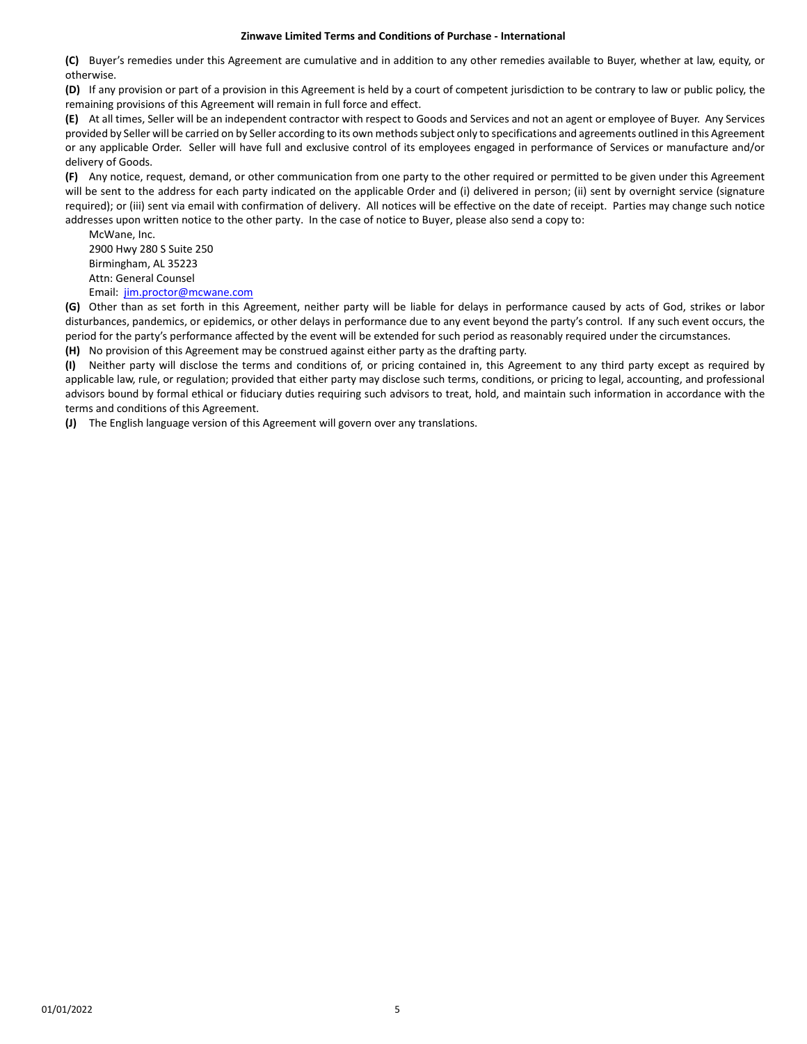**(C)** Buyer's remedies under this Agreement are cumulative and in addition to any other remedies available to Buyer, whether at law, equity, or otherwise.

**(D)** If any provision or part of a provision in this Agreement is held by a court of competent jurisdiction to be contrary to law or public policy, the remaining provisions of this Agreement will remain in full force and effect.

**(E)** At all times, Seller will be an independent contractor with respect to Goods and Services and not an agent or employee of Buyer. Any Services provided by Seller will be carried on by Seller according to its own methods subject only to specifications and agreements outlined in this Agreement or any applicable Order. Seller will have full and exclusive control of its employees engaged in performance of Services or manufacture and/or delivery of Goods.

**(F)** Any notice, request, demand, or other communication from one party to the other required or permitted to be given under this Agreement will be sent to the address for each party indicated on the applicable Order and (i) delivered in person; (ii) sent by overnight service (signature required); or (iii) sent via email with confirmation of delivery. All notices will be effective on the date of receipt. Parties may change such notice addresses upon written notice to the other party. In the case of notice to Buyer, please also send a copy to:

McWane, Inc.
2900 Hwy 280 S Suite 250
Birmingham, AL 35223
Attn: General Counsel
Email: jim.proctor@mcwane.com

**(G)** Other than as set forth in this Agreement, neither party will be liable for delays in performance caused by acts of God, strikes or labor disturbances, pandemics, or epidemics, or other delays in performance due to any event beyond the party's control. If any such event occurs, the period for the party's performance affected by the event will be extended for such period as reasonably required under the circumstances.

**(H)** No provision of this Agreement may be construed against either party as the drafting party.

**(I)** Neither party will disclose the terms and conditions of, or pricing contained in, this Agreement to any third party except as required by applicable law, rule, or regulation; provided that either party may disclose such terms, conditions, or pricing to legal, accounting, and professional advisors bound by formal ethical or fiduciary duties requiring such advisors to treat, hold, and maintain such information in accordance with the terms and conditions of this Agreement.

**(J)** The English language version of this Agreement will govern over any translations.